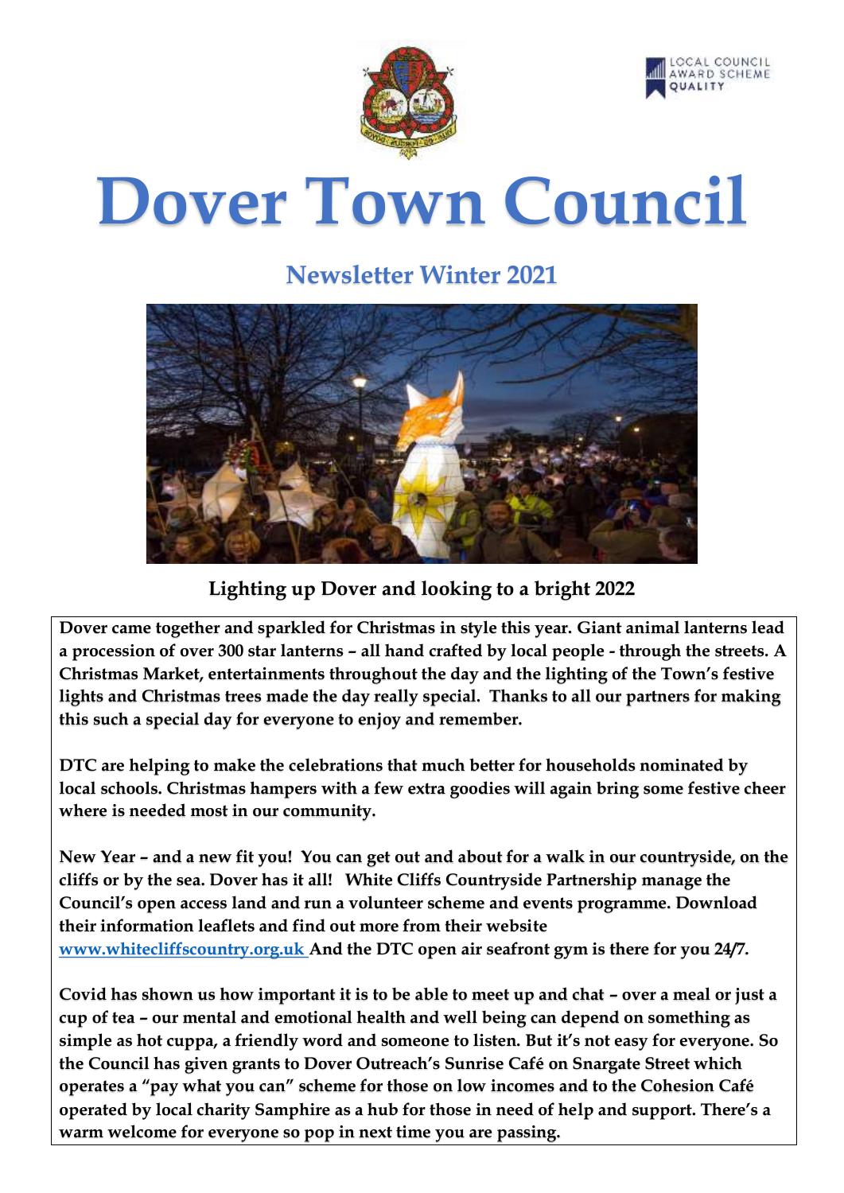# Dover Town Council

## Newsletter Winter 2021

**Lighting up Dover and looking to a bright 2022**

**Dover came together and sparkled for Christmas in style this year. Giant animal lanterns lead a procession of over 300 star lanterns – all hand crafted by local people - through the streets. A Christmas Market, entertainments throughout the day and the lighting of the Town's festive lights and Christmas trees made the day really special. Thanks to all our partners for making this such a special day for everyone to enjoy and remember.**

**DTC are helping to make the celebrations that much better for households nominated by local schools. Christmas hampers with a few extra goodies will again bring some festive cheer where is needed most in our community.**

**New Year – and a new fit you! You can get out and about for a walk in our countryside, on the cliffs or by the sea. Dover has it all! White Cliffs Countryside Partnership manage the Council's open access land and run a volunteer scheme and events programme. Download their information leaflets and find out more from their website [www.whitecliffscountry.org.uk](http://www.whitecliffscountry.org.uk) And the DTC open air seafront gym is there for you 24/7.**

**Covid has shown us how important it is to be able to meet up and chat – over a meal or just a cup of tea – our mental and emotional health and well being can depend on something as simple as hot cuppa, a friendly word and someone to listen. But it's not easy for everyone. So the Council has given grants to Dover Outreach's Sunrise Café on Snargate Street which operates a "pay what you can" scheme for those on low incomes and to the Cohesion Café operated by local charity Samphire as a hub for those in need of help and support. There's a warm welcome for everyone so pop in next time you are passing.**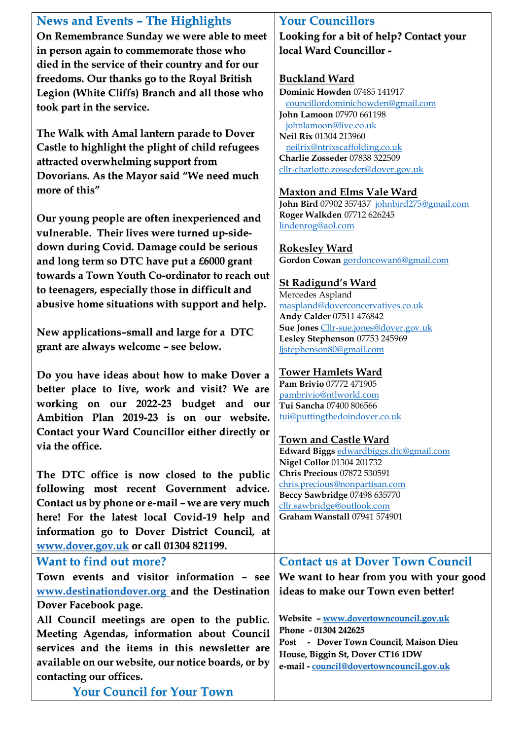## News and Events – The Highlights

**On Remembrance Sunday we were able to meet in person again to commemorate those who died in the service of their country and for our freedoms. Our thanks go to the Royal British Legion (White Cliffs) Branch and all those who took part in the service.**

**The Walk with Amal lantern parade to Dover Castle to highlight the plight of child refugees attracted overwhelming support from Dovorians. As the Mayor said "We need much more of this"**

**Our young people are often inexperienced and vulnerable. Their lives were turned up-side-down during Covid. Damage could be serious and long term so DTC have put a £6000 grant towards a Town Youth Co-ordinator to reach out to teenagers, especially those in difficult and abusive home situations with support and help.**

**New applications–small and large for a DTC grant are always welcome – see below.**

**Do you have ideas about how to make Dover a better place to live, work and visit? We are working on our 2022-23 budget and our Ambition Plan 2019-23 is on our website. Contact your Ward Councillor either directly or via the office.**

**The DTC office is now closed to the public following most recent Government advice. Contact us by phone or e-mail – we are very much here! For the latest local Covid-19 help and information go to Dover District Council, at www.dover.gov.uk or call 01304 821199.**

## Your Councillors

**Looking for a bit of help? Contact your local Ward Councillor -**

### Buckland Ward

**Dominic Howden** 07485 141917
councillordominichowden@gmail.com
**John Lamoon** 07970 661198
johnlamoon@live.co.uk
**Neil Rix** 01304 213960
neilrix@ntrixscaffolding.co.uk
**Charlie Zosseder** 07838 322509
cllr-charlotte.zosseder@dover.gov.uk

### Maxton and Elms Vale Ward

**John Bird** 07902 357437 johnbird275@gmail.com
**Roger Walkden** 07712 626245
lindenrog@aol.com

### Rokesley Ward

**Gordon Cowan** gordoncowan6@gmail.com

### St Radigund's Ward

Mercedes Aspland
maspland@doverconcervatives.co.uk
**Andy Calder** 07511 476842
**Sue Jones** Cllr-sue.jones@dover.gov.uk
**Lesley Stephenson** 07753 245969
ljstephenson80@gmail.com

### Tower Hamlets Ward

**Pam Brivio** 07772 471905
pambrivio@ntlworld.com
**Tui Sancha** 07400 806566
tui@puttingthedoindover.co.uk

### Town and Castle Ward

**Edward Biggs** edwardbiggs.dtc@gmail.com
**Nigel Collor** 01304 201732
**Chris Precious** 07872 530591
chris.precious@nonpartisan.com
**Beccy Sawbridge** 07498 635770
cllr.sawbridge@outlook.com
**Graham Wanstall** 07941 574901

## Want to find out more?

**Town events and visitor information – see www.destinationdover.org and the Destination Dover Facebook page.**

**All Council meetings are open to the public. Meeting Agendas, information about Council services and the items in this newsletter are available on our website, our notice boards, or by contacting our offices.**

## Your Council for Your Town

## Contact us at Dover Town Council

**We want to hear from you with your good ideas to make our Town even better!**

**Website – www.dovertowncouncil.gov.uk**
**Phone - 01304 242625**
**Post - Dover Town Council, Maison Dieu House, Biggin St, Dover CT16 1DW**
**e-mail - council@dovertowncouncil.gov.uk**